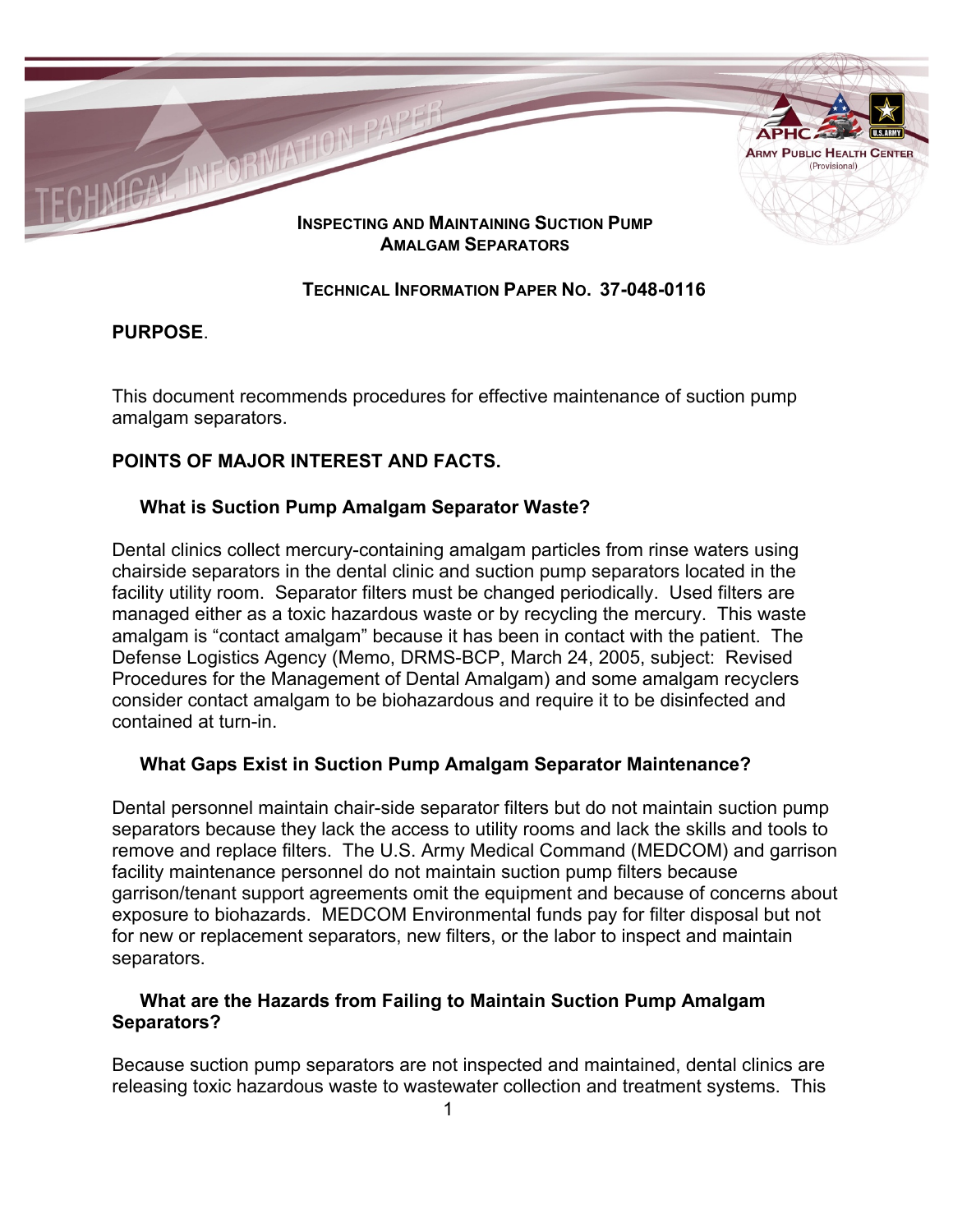# Inspecting and Maintaining Suction Pump Amalgam Separators

## Technical Information Paper No. 37-048-0116

## PURPOSE.

This document recommends procedures for effective maintenance of suction pump amalgam separators.

## POINTS OF MAJOR INTEREST AND FACTS.

### What is Suction Pump Amalgam Separator Waste?

Dental clinics collect mercury-containing amalgam particles from rinse waters using chairside separators in the dental clinic and suction pump separators located in the facility utility room. Separator filters must be changed periodically. Used filters are managed either as a toxic hazardous waste or by recycling the mercury. This waste amalgam is "contact amalgam" because it has been in contact with the patient. The Defense Logistics Agency (Memo, DRMS-BCP, March 24, 2005, subject: Revised Procedures for the Management of Dental Amalgam) and some amalgam recyclers consider contact amalgam to be biohazardous and require it to be disinfected and contained at turn-in.

### What Gaps Exist in Suction Pump Amalgam Separator Maintenance?

Dental personnel maintain chair-side separator filters but do not maintain suction pump separators because they lack the access to utility rooms and lack the skills and tools to remove and replace filters. The U.S. Army Medical Command (MEDCOM) and garrison facility maintenance personnel do not maintain suction pump filters because garrison/tenant support agreements omit the equipment and because of concerns about exposure to biohazards. MEDCOM Environmental funds pay for filter disposal but not for new or replacement separators, new filters, or the labor to inspect and maintain separators.

### What are the Hazards from Failing to Maintain Suction Pump Amalgam Separators?

Because suction pump separators are not inspected and maintained, dental clinics are releasing toxic hazardous waste to wastewater collection and treatment systems. This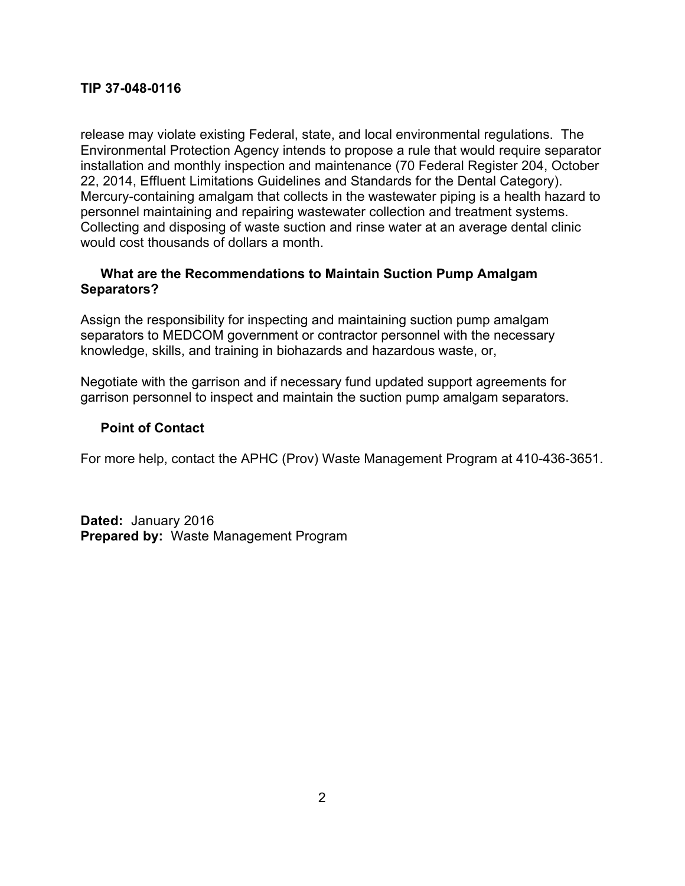release may violate existing Federal, state, and local environmental regulations. The Environmental Protection Agency intends to propose a rule that would require separator installation and monthly inspection and maintenance (70 Federal Register 204, October 22, 2014, Effluent Limitations Guidelines and Standards for the Dental Category). Mercury-containing amalgam that collects in the wastewater piping is a health hazard to personnel maintaining and repairing wastewater collection and treatment systems. Collecting and disposing of waste suction and rinse water at an average dental clinic would cost thousands of dollars a month.

### What are the Recommendations to Maintain Suction Pump Amalgam Separators?

Assign the responsibility for inspecting and maintaining suction pump amalgam separators to MEDCOM government or contractor personnel with the necessary knowledge, skills, and training in biohazards and hazardous waste, or,

Negotiate with the garrison and if necessary fund updated support agreements for garrison personnel to inspect and maintain the suction pump amalgam separators.

### Point of Contact

For more help, contact the APHC (Prov) Waste Management Program at 410-436-3651.

**Dated:** January 2016
**Prepared by:** Waste Management Program